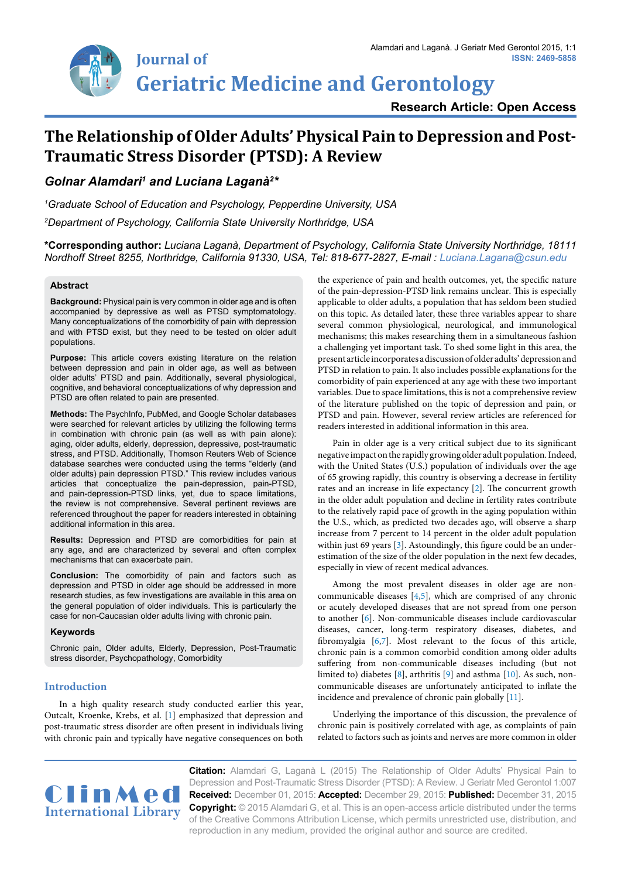Research Article: Open Access

# The Relationship of Older Adults' Physical Pain to Depression and Post-Traumatic Stress Disorder (PTSD): A Review

***Golnar Alamdari[1] and Luciana Laganà[2]\****

*[1]Graduate School of Education and Psychology, Pepperdine University, USA*

*[2]Department of Psychology, California State University Northridge, USA*

**\*Corresponding author:** *Luciana Laganà, Department of Psychology, California State University Northridge, 18111 Nordhoff Street 8255, Northridge, California 91330, USA, Tel: 818-677-2827, E-mail : Luciana.Lagana@csun.edu*

## Abstract

**Background:** Physical pain is very common in older age and is often accompanied by depressive as well as PTSD symptomatology. Many conceptualizations of the comorbidity of pain with depression and with PTSD exist, but they need to be tested on older adult populations.

**Purpose:** This article covers existing literature on the relation between depression and pain in older age, as well as between older adults' PTSD and pain. Additionally, several physiological, cognitive, and behavioral conceptualizations of why depression and PTSD are often related to pain are presented.

**Methods:** The PsychInfo, PubMed, and Google Scholar databases were searched for relevant articles by utilizing the following terms in combination with chronic pain (as well as with pain alone): aging, older adults, elderly, depression, depressive, post-traumatic stress, and PTSD. Additionally, Thomson Reuters Web of Science database searches were conducted using the terms "elderly (and older adults) pain depression PTSD." This review includes various articles that conceptualize the pain-depression, pain-PTSD, and pain-depression-PTSD links, yet, due to space limitations, the review is not comprehensive. Several pertinent reviews are referenced throughout the paper for readers interested in obtaining additional information in this area.

**Results:** Depression and PTSD are comorbidities for pain at any age, and are characterized by several and often complex mechanisms that can exacerbate pain.

**Conclusion:** The comorbidity of pain and factors such as depression and PTSD in older age should be addressed in more research studies, as few investigations are available in this area on the general population of older individuals. This is particularly the case for non-Caucasian older adults living with chronic pain.

### Keywords

Chronic pain, Older adults, Elderly, Depression, Post-Traumatic stress disorder, Psychopathology, Comorbidity

## Introduction

In a high quality research study conducted earlier this year, Outcalt, Kroenke, Krebs, et al. [1] emphasized that depression and post-traumatic stress disorder are often present in individuals living with chronic pain and typically have negative consequences on both the experience of pain and health outcomes, yet, the specific nature of the pain-depression-PTSD link remains unclear. This is especially applicable to older adults, a population that has seldom been studied on this topic. As detailed later, these three variables appear to share several common physiological, neurological, and immunological mechanisms; this makes researching them in a simultaneous fashion a challenging yet important task. To shed some light in this area, the present article incorporates a discussion of older adults' depression and PTSD in relation to pain. It also includes possible explanations for the comorbidity of pain experienced at any age with these two important variables. Due to space limitations, this is not a comprehensive review of the literature published on the topic of depression and pain, or PTSD and pain. However, several review articles are referenced for readers interested in additional information in this area.

Pain in older age is a very critical subject due to its significant negative impact on the rapidly growing older adult population. Indeed, with the United States (U.S.) population of individuals over the age of 65 growing rapidly, this country is observing a decrease in fertility rates and an increase in life expectancy [2]. The concurrent growth in the older adult population and decline in fertility rates contribute to the relatively rapid pace of growth in the aging population within the U.S., which, as predicted two decades ago, will observe a sharp increase from 7 percent to 14 percent in the older adult population within just 69 years [3]. Astoundingly, this figure could be an underestimation of the size of the older population in the next few decades, especially in view of recent medical advances.

Among the most prevalent diseases in older age are non-communicable diseases [4,5], which are comprised of any chronic or acutely developed diseases that are not spread from one person to another [6]. Non-communicable diseases include cardiovascular diseases, cancer, long-term respiratory diseases, diabetes, and fibromyalgia [6,7]. Most relevant to the focus of this article, chronic pain is a common comorbid condition among older adults suffering from non-communicable diseases including (but not limited to) diabetes [8], arthritis [9] and asthma [10]. As such, non-communicable diseases are unfortunately anticipated to inflate the incidence and prevalence of chronic pain globally [11].

Underlying the importance of this discussion, the prevalence of chronic pain is positively correlated with age, as complaints of pain related to factors such as joints and nerves are more common in older

**Citation:** Alamdari G, Laganà L (2015) The Relationship of Older Adults' Physical Pain to Depression and Post-Traumatic Stress Disorder (PTSD): A Review. J Geriatr Med Gerontol 1:007

**Received:** December 01, 2015: **Accepted:** December 29, 2015: **Published:** December 31, 2015

**Copyright:** © 2015 Alamdari G, et al. This is an open-access article distributed under the terms of the Creative Commons Attribution License, which permits unrestricted use, distribution, and reproduction in any medium, provided the original author and source are credited.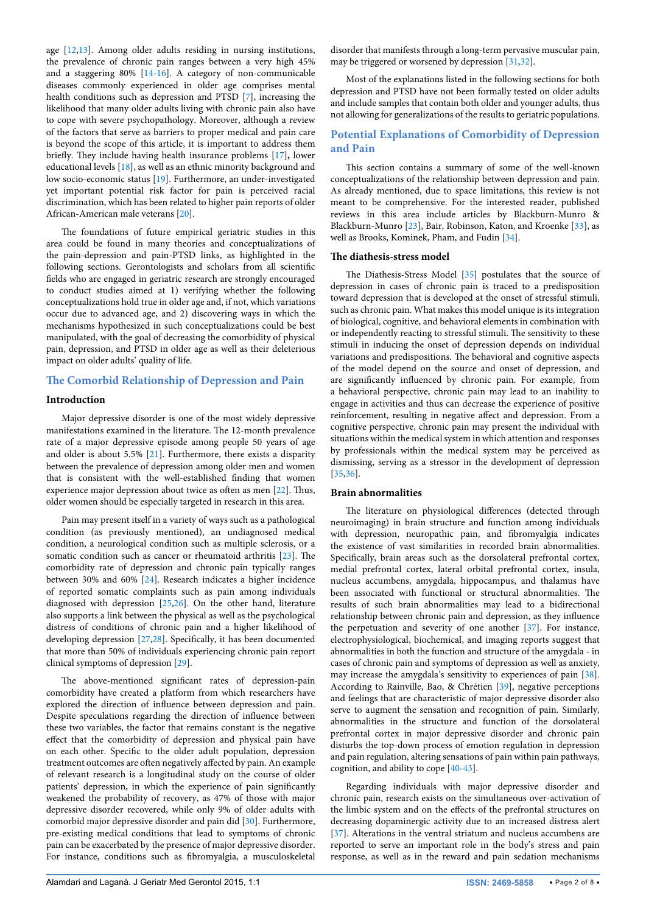age [12,13]. Among older adults residing in nursing institutions, the prevalence of chronic pain ranges between a very high 45% and a staggering 80% [14-16]. A category of non-communicable diseases commonly experienced in older age comprises mental health conditions such as depression and PTSD [7], increasing the likelihood that many older adults living with chronic pain also have to cope with severe psychopathology. Moreover, although a review of the factors that serve as barriers to proper medical and pain care is beyond the scope of this article, it is important to address them briefly. They include having health insurance problems [17], lower educational levels [18], as well as an ethnic minority background and low socio-economic status [19]. Furthermore, an under-investigated yet important potential risk factor for pain is perceived racial discrimination, which has been related to higher pain reports of older African-American male veterans [20].

The foundations of future empirical geriatric studies in this area could be found in many theories and conceptualizations of the pain-depression and pain-PTSD links, as highlighted in the following sections. Gerontologists and scholars from all scientific fields who are engaged in geriatric research are strongly encouraged to conduct studies aimed at 1) verifying whether the following conceptualizations hold true in older age and, if not, which variations occur due to advanced age, and 2) discovering ways in which the mechanisms hypothesized in such conceptualizations could be best manipulated, with the goal of decreasing the comorbidity of physical pain, depression, and PTSD in older age as well as their deleterious impact on older adults' quality of life.

## The Comorbid Relationship of Depression and Pain

### Introduction

Major depressive disorder is one of the most widely depressive manifestations examined in the literature. The 12-month prevalence rate of a major depressive episode among people 50 years of age and older is about 5.5% [21]. Furthermore, there exists a disparity between the prevalence of depression among older men and women that is consistent with the well-established finding that women experience major depression about twice as often as men [22]. Thus, older women should be especially targeted in research in this area.

Pain may present itself in a variety of ways such as a pathological condition (as previously mentioned), an undiagnosed medical condition, a neurological condition such as multiple sclerosis, or a somatic condition such as cancer or rheumatoid arthritis [23]. The comorbidity rate of depression and chronic pain typically ranges between 30% and 60% [24]. Research indicates a higher incidence of reported somatic complaints such as pain among individuals diagnosed with depression [25,26]. On the other hand, literature also supports a link between the physical as well as the psychological distress of conditions of chronic pain and a higher likelihood of developing depression [27,28]. Specifically, it has been documented that more than 50% of individuals experiencing chronic pain report clinical symptoms of depression [29].

The above-mentioned significant rates of depression-pain comorbidity have created a platform from which researchers have explored the direction of influence between depression and pain. Despite speculations regarding the direction of influence between these two variables, the factor that remains constant is the negative effect that the comorbidity of depression and physical pain have on each other. Specific to the older adult population, depression treatment outcomes are often negatively affected by pain. An example of relevant research is a longitudinal study on the course of older patients' depression, in which the experience of pain significantly weakened the probability of recovery, as 47% of those with major depressive disorder recovered, while only 9% of older adults with comorbid major depressive disorder and pain did [30]. Furthermore, pre-existing medical conditions that lead to symptoms of chronic pain can be exacerbated by the presence of major depressive disorder. For instance, conditions such as fibromyalgia, a musculoskeletal disorder that manifests through a long-term pervasive muscular pain, may be triggered or worsened by depression [31,32].

Most of the explanations listed in the following sections for both depression and PTSD have not been formally tested on older adults and include samples that contain both older and younger adults, thus not allowing for generalizations of the results to geriatric populations.

## Potential Explanations of Comorbidity of Depression and Pain

This section contains a summary of some of the well-known conceptualizations of the relationship between depression and pain. As already mentioned, due to space limitations, this review is not meant to be comprehensive. For the interested reader, published reviews in this area include articles by Blackburn-Munro & Blackburn-Munro [23], Bair, Robinson, Katon, and Kroenke [33], as well as Brooks, Kominek, Pham, and Fudin [34].

### The diathesis-stress model

The Diathesis-Stress Model [35] postulates that the source of depression in cases of chronic pain is traced to a predisposition toward depression that is developed at the onset of stressful stimuli, such as chronic pain. What makes this model unique is its integration of biological, cognitive, and behavioral elements in combination with or independently reacting to stressful stimuli. The sensitivity to these stimuli in inducing the onset of depression depends on individual variations and predispositions. The behavioral and cognitive aspects of the model depend on the source and onset of depression, and are significantly influenced by chronic pain. For example, from a behavioral perspective, chronic pain may lead to an inability to engage in activities and thus can decrease the experience of positive reinforcement, resulting in negative affect and depression. From a cognitive perspective, chronic pain may present the individual with situations within the medical system in which attention and responses by professionals within the medical system may be perceived as dismissing, serving as a stressor in the development of depression [35,36].

### Brain abnormalities

The literature on physiological differences (detected through neuroimaging) in brain structure and function among individuals with depression, neuropathic pain, and fibromyalgia indicates the existence of vast similarities in recorded brain abnormalities. Specifically, brain areas such as the dorsolateral prefrontal cortex, medial prefrontal cortex, lateral orbital prefrontal cortex, insula, nucleus accumbens, amygdala, hippocampus, and thalamus have been associated with functional or structural abnormalities. The results of such brain abnormalities may lead to a bidirectional relationship between chronic pain and depression, as they influence the perpetuation and severity of one another [37]. For instance, electrophysiological, biochemical, and imaging reports suggest that abnormalities in both the function and structure of the amygdala - in cases of chronic pain and symptoms of depression as well as anxiety, may increase the amygdala's sensitivity to experiences of pain [38]. According to Rainville, Bao, & Chrétien [39], negative perceptions and feelings that are characteristic of major depressive disorder also serve to augment the sensation and recognition of pain. Similarly, abnormalities in the structure and function of the dorsolateral prefrontal cortex in major depressive disorder and chronic pain disturbs the top-down process of emotion regulation in depression and pain regulation, altering sensations of pain within pain pathways, cognition, and ability to cope [40-43].

Regarding individuals with major depressive disorder and chronic pain, research exists on the simultaneous over-activation of the limbic system and on the effects of the prefrontal structures on decreasing dopaminergic activity due to an increased distress alert [37]. Alterations in the ventral striatum and nucleus accumbens are reported to serve an important role in the body's stress and pain response, as well as in the reward and pain sedation mechanisms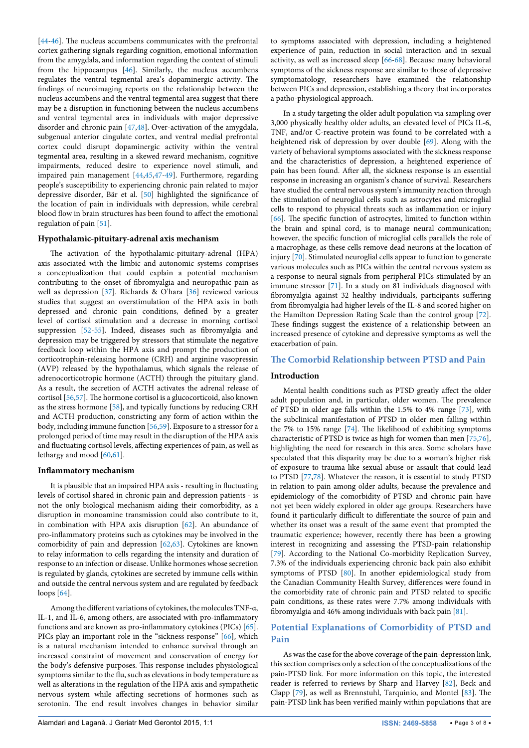[44-46]. The nucleus accumbens communicates with the prefrontal cortex gathering signals regarding cognition, emotional information from the amygdala, and information regarding the context of stimuli from the hippocampus [46]. Similarly, the nucleus accumbens regulates the ventral tegmental area's dopaminergic activity. The findings of neuroimaging reports on the relationship between the nucleus accumbens and the ventral tegmental area suggest that there may be a disruption in functioning between the nucleus accumbens and ventral tegmental area in individuals with major depressive disorder and chronic pain [47,48]. Over-activation of the amygdala, subgenual anterior cingulate cortex, and ventral medial prefrontal cortex could disrupt dopaminergic activity within the ventral tegmental area, resulting in a skewed reward mechanism, cognitive impairments, reduced desire to experience novel stimuli, and impaired pain management [44,45,47-49]. Furthermore, regarding people's susceptibility to experiencing chronic pain related to major depressive disorder, Bär et al. [50] highlighted the significance of the location of pain in individuals with depression, while cerebral blood flow in brain structures has been found to affect the emotional regulation of pain [51].

### Hypothalamic-pituitary-adrenal axis mechanism

The activation of the hypothalamic-pituitary-adrenal (HPA) axis associated with the limbic and autonomic systems comprises a conceptualization that could explain a potential mechanism contributing to the onset of fibromyalgia and neuropathic pain as well as depression [37]. Richards & O'hara [36] reviewed various studies that suggest an overstimulation of the HPA axis in both depressed and chronic pain conditions, defined by a greater level of cortisol stimulation and a decrease in morning cortisol suppression [52-55]. Indeed, diseases such as fibromyalgia and depression may be triggered by stressors that stimulate the negative feedback loop within the HPA axis and prompt the production of corticotrophin-releasing hormone (CRH) and arginine vasopressin (AVP) released by the hypothalamus, which signals the release of adrenocorticotropic hormone (ACTH) through the pituitary gland. As a result, the secretion of ACTH activates the adrenal release of cortisol [56,57]. The hormone cortisol is a glucocorticoid, also known as the stress hormone [58], and typically functions by reducing CRH and ACTH production, constricting any form of action within the body, including immune function [56,59]. Exposure to a stressor for a prolonged period of time may result in the disruption of the HPA axis and fluctuating cortisol levels, affecting experiences of pain, as well as lethargy and mood [60,61].

### Inflammatory mechanism

It is plausible that an impaired HPA axis - resulting in fluctuating levels of cortisol shared in chronic pain and depression patients - is not the only biological mechanism aiding their comorbidity, as a disruption in monoamine transmission could also contribute to it, in combination with HPA axis disruption [62]. An abundance of pro-inflammatory proteins such as cytokines may be involved in the comorbidity of pain and depression [62,63]. Cytokines are known to relay information to cells regarding the intensity and duration of response to an infection or disease. Unlike hormones whose secretion is regulated by glands, cytokines are secreted by immune cells within and outside the central nervous system and are regulated by feedback loops [64].

Among the different variations of cytokines, the molecules TNF-α, IL-1, and IL-6, among others, are associated with pro-inflammatory functions and are known as pro-inflammatory cytokines (PICs) [65]. PICs play an important role in the "sickness response" [66], which is a natural mechanism intended to enhance survival through an increased constraint of movement and conservation of energy for the body's defensive purposes. This response includes physiological symptoms similar to the flu, such as elevations in body temperature as well as alterations in the regulation of the HPA axis and sympathetic nervous system while affecting secretions of hormones such as serotonin. The end result involves changes in behavior similar to symptoms associated with depression, including a heightened experience of pain, reduction in social interaction and in sexual activity, as well as increased sleep [66-68]. Because many behavioral symptoms of the sickness response are similar to those of depressive symptomatology, researchers have examined the relationship between PICs and depression, establishing a theory that incorporates a patho-physiological approach.

In a study targeting the older adult population via sampling over 3,000 physically healthy older adults, an elevated level of PICs IL-6, TNF, and/or C-reactive protein was found to be correlated with a heightened risk of depression by over double [69]. Along with the variety of behavioral symptoms associated with the sickness response and the characteristics of depression, a heightened experience of pain has been found. After all, the sickness response is an essential response in increasing an organism's chance of survival. Researchers have studied the central nervous system's immunity reaction through the stimulation of neuroglial cells such as astrocytes and microglial cells to respond to physical threats such as inflammation or injury [66]. The specific function of astrocytes, limited to function within the brain and spinal cord, is to manage neural communication; however, the specific function of microglial cells parallels the role of a macrophage, as these cells remove dead neurons at the location of injury [70]. Stimulated neuroglial cells appear to function to generate various molecules such as PICs within the central nervous system as a response to neural signals from peripheral PICs stimulated by an immune stressor [71]. In a study on 81 individuals diagnosed with fibromyalgia against 32 healthy individuals, participants suffering from fibromyalgia had higher levels of the IL-8 and scored higher on the Hamilton Depression Rating Scale than the control group [72]. These findings suggest the existence of a relationship between an increased presence of cytokine and depressive symptoms as well the exacerbation of pain.

## The Comorbid Relationship between PTSD and Pain

### Introduction

Mental health conditions such as PTSD greatly affect the older adult population and, in particular, older women. The prevalence of PTSD in older age falls within the 1.5% to 4% range [73], with the subclinical manifestation of PTSD in older men falling within the 7% to 15% range [74]. The likelihood of exhibiting symptoms characteristic of PTSD is twice as high for women than men [75,76], highlighting the need for research in this area. Some scholars have speculated that this disparity may be due to a woman's higher risk of exposure to trauma like sexual abuse or assault that could lead to PTSD [77,78]. Whatever the reason, it is essential to study PTSD in relation to pain among older adults, because the prevalence and epidemiology of the comorbidity of PTSD and chronic pain have not yet been widely explored in older age groups. Researchers have found it particularly difficult to differentiate the source of pain and whether its onset was a result of the same event that prompted the traumatic experience; however, recently there has been a growing interest in recognizing and assessing the PTSD-pain relationship [79]. According to the National Co-morbidity Replication Survey, 7.3% of the individuals experiencing chronic back pain also exhibit symptoms of PTSD [80]. In another epidemiological study from the Canadian Community Health Survey, differences were found in the comorbidity rate of chronic pain and PTSD related to specific pain conditions, as these rates were 7.7% among individuals with fibromyalgia and 46% among individuals with back pain [81].

## Potential Explanations of Comorbidity of PTSD and Pain

As was the case for the above coverage of the pain-depression link, this section comprises only a selection of the conceptualizations of the pain-PTSD link. For more information on this topic, the interested reader is referred to reviews by Sharp and Harvey [82], Beck and Clapp [79], as well as Brennstuhl, Tarquinio, and Montel [83]. The pain-PTSD link has been verified mainly within populations that are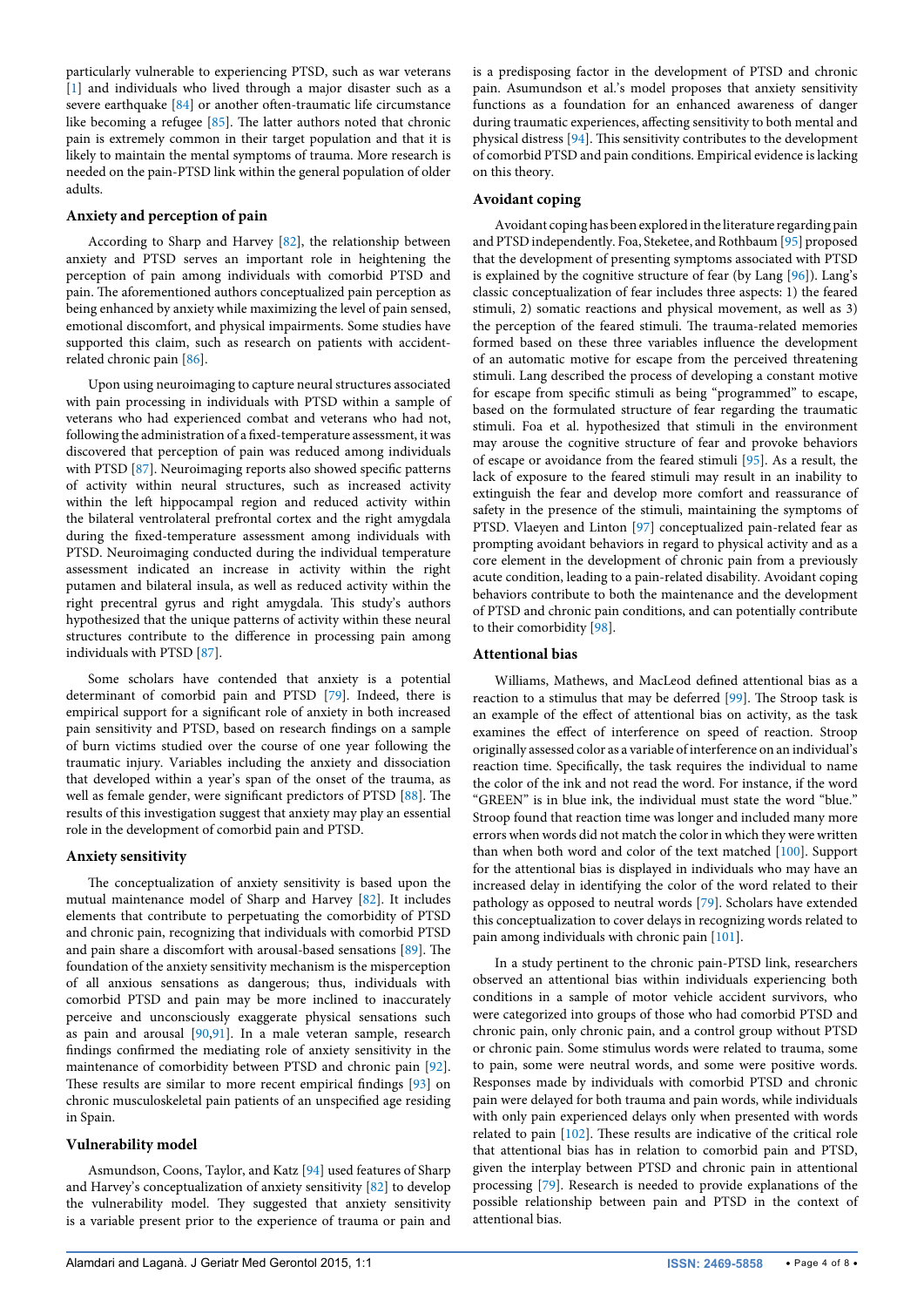particularly vulnerable to experiencing PTSD, such as war veterans [1] and individuals who lived through a major disaster such as a severe earthquake [84] or another often-traumatic life circumstance like becoming a refugee [85]. The latter authors noted that chronic pain is extremely common in their target population and that it is likely to maintain the mental symptoms of trauma. More research is needed on the pain-PTSD link within the general population of older adults.

### Anxiety and perception of pain

According to Sharp and Harvey [82], the relationship between anxiety and PTSD serves an important role in heightening the perception of pain among individuals with comorbid PTSD and pain. The aforementioned authors conceptualized pain perception as being enhanced by anxiety while maximizing the level of pain sensed, emotional discomfort, and physical impairments. Some studies have supported this claim, such as research on patients with accident-related chronic pain [86].

Upon using neuroimaging to capture neural structures associated with pain processing in individuals with PTSD within a sample of veterans who had experienced combat and veterans who had not, following the administration of a fixed-temperature assessment, it was discovered that perception of pain was reduced among individuals with PTSD [87]. Neuroimaging reports also showed specific patterns of activity within neural structures, such as increased activity within the left hippocampal region and reduced activity within the bilateral ventrolateral prefrontal cortex and the right amygdala during the fixed-temperature assessment among individuals with PTSD. Neuroimaging conducted during the individual temperature assessment indicated an increase in activity within the right putamen and bilateral insula, as well as reduced activity within the right precentral gyrus and right amygdala. This study's authors hypothesized that the unique patterns of activity within these neural structures contribute to the difference in processing pain among individuals with PTSD [87].

Some scholars have contended that anxiety is a potential determinant of comorbid pain and PTSD [79]. Indeed, there is empirical support for a significant role of anxiety in both increased pain sensitivity and PTSD, based on research findings on a sample of burn victims studied over the course of one year following the traumatic injury. Variables including the anxiety and dissociation that developed within a year's span of the onset of the trauma, as well as female gender, were significant predictors of PTSD [88]. The results of this investigation suggest that anxiety may play an essential role in the development of comorbid pain and PTSD.

### Anxiety sensitivity

The conceptualization of anxiety sensitivity is based upon the mutual maintenance model of Sharp and Harvey [82]. It includes elements that contribute to perpetuating the comorbidity of PTSD and chronic pain, recognizing that individuals with comorbid PTSD and pain share a discomfort with arousal-based sensations [89]. The foundation of the anxiety sensitivity mechanism is the misperception of all anxious sensations as dangerous; thus, individuals with comorbid PTSD and pain may be more inclined to inaccurately perceive and unconsciously exaggerate physical sensations such as pain and arousal [90,91]. In a male veteran sample, research findings confirmed the mediating role of anxiety sensitivity in the maintenance of comorbidity between PTSD and chronic pain [92]. These results are similar to more recent empirical findings [93] on chronic musculoskeletal pain patients of an unspecified age residing in Spain.

### Vulnerability model

Asmundson, Coons, Taylor, and Katz [94] used features of Sharp and Harvey's conceptualization of anxiety sensitivity [82] to develop the vulnerability model. They suggested that anxiety sensitivity is a variable present prior to the experience of trauma or pain and is a predisposing factor in the development of PTSD and chronic pain. Asumundson et al.'s model proposes that anxiety sensitivity functions as a foundation for an enhanced awareness of danger during traumatic experiences, affecting sensitivity to both mental and physical distress [94]. This sensitivity contributes to the development of comorbid PTSD and pain conditions. Empirical evidence is lacking on this theory.

### Avoidant coping

Avoidant coping has been explored in the literature regarding pain and PTSD independently. Foa, Steketee, and Rothbaum [95] proposed that the development of presenting symptoms associated with PTSD is explained by the cognitive structure of fear (by Lang [96]). Lang's classic conceptualization of fear includes three aspects: 1) the feared stimuli, 2) somatic reactions and physical movement, as well as 3) the perception of the feared stimuli. The trauma-related memories formed based on these three variables influence the development of an automatic motive for escape from the perceived threatening stimuli. Lang described the process of developing a constant motive for escape from specific stimuli as being "programmed" to escape, based on the formulated structure of fear regarding the traumatic stimuli. Foa et al. hypothesized that stimuli in the environment may arouse the cognitive structure of fear and provoke behaviors of escape or avoidance from the feared stimuli [95]. As a result, the lack of exposure to the feared stimuli may result in an inability to extinguish the fear and develop more comfort and reassurance of safety in the presence of the stimuli, maintaining the symptoms of PTSD. Vlaeyen and Linton [97] conceptualized pain-related fear as prompting avoidant behaviors in regard to physical activity and as a core element in the development of chronic pain from a previously acute condition, leading to a pain-related disability. Avoidant coping behaviors contribute to both the maintenance and the development of PTSD and chronic pain conditions, and can potentially contribute to their comorbidity [98].

### Attentional bias

Williams, Mathews, and MacLeod defined attentional bias as a reaction to a stimulus that may be deferred [99]. The Stroop task is an example of the effect of attentional bias on activity, as the task examines the effect of interference on speed of reaction. Stroop originally assessed color as a variable of interference on an individual's reaction time. Specifically, the task requires the individual to name the color of the ink and not read the word. For instance, if the word "GREEN" is in blue ink, the individual must state the word "blue." Stroop found that reaction time was longer and included many more errors when words did not match the color in which they were written than when both word and color of the text matched [100]. Support for the attentional bias is displayed in individuals who may have an increased delay in identifying the color of the word related to their pathology as opposed to neutral words [79]. Scholars have extended this conceptualization to cover delays in recognizing words related to pain among individuals with chronic pain [101].

In a study pertinent to the chronic pain-PTSD link, researchers observed an attentional bias within individuals experiencing both conditions in a sample of motor vehicle accident survivors, who were categorized into groups of those who had comorbid PTSD and chronic pain, only chronic pain, and a control group without PTSD or chronic pain. Some stimulus words were related to trauma, some to pain, some were neutral words, and some were positive words. Responses made by individuals with comorbid PTSD and chronic pain were delayed for both trauma and pain words, while individuals with only pain experienced delays only when presented with words related to pain [102]. These results are indicative of the critical role that attentional bias has in relation to comorbid pain and PTSD, given the interplay between PTSD and chronic pain in attentional processing [79]. Research is needed to provide explanations of the possible relationship between pain and PTSD in the context of attentional bias.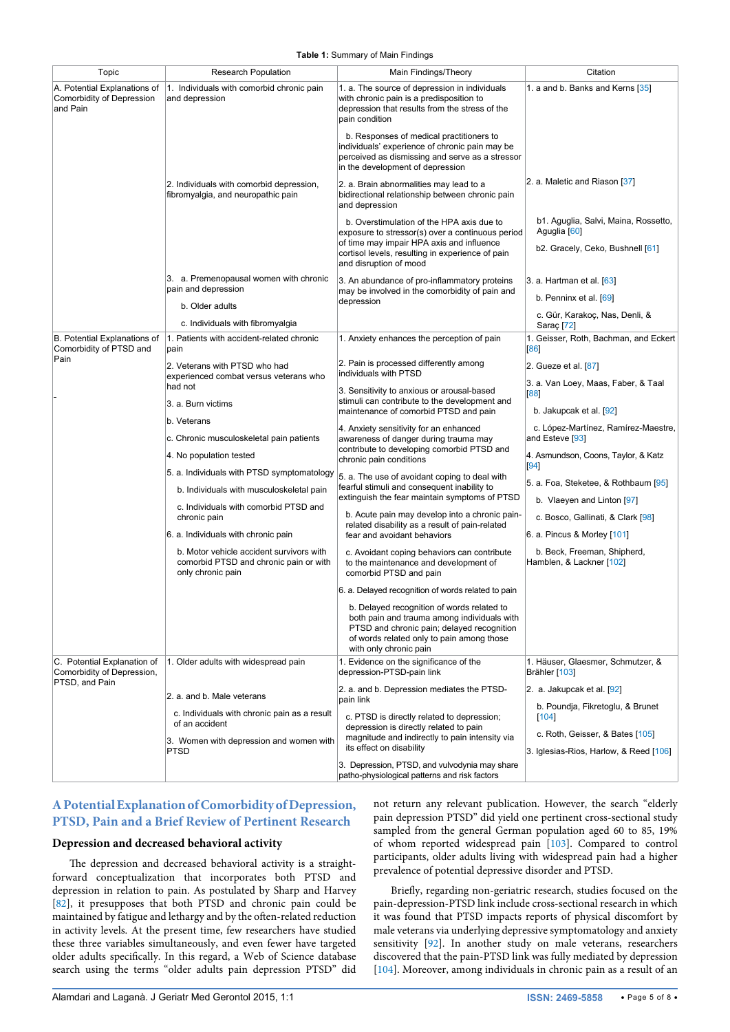**Table 1:** Summary of Main Findings

| Topic | Research Population | Main Findings/Theory | Citation |
|---|---|---|---|
| A. Potential Explanations of Comorbidity of Depression and Pain | 1. Individuals with comorbid chronic pain and depression | 1. a. The source of depression in individuals with chronic pain is a predisposition to depression that results from the stress of the pain condition<br>b. Responses of medical practitioners to individuals' experience of chronic pain may be perceived as dismissing and serve as a stressor in the development of depression | 1. a and b. Banks and Kerns [35] |
| | 2. Individuals with comorbid depression, fibromyalgia, and neuropathic pain | 2. a. Brain abnormalities may lead to a bidirectional relationship between chronic pain and depression<br>b. Overstimulation of the HPA axis due to exposure to stressor(s) over a continuous period of time may impair HPA axis and influence cortisol levels, resulting in experience of pain and disruption of mood | 2. a. Maletic and Riason [37]<br>b1. Aguglia, Salvi, Maina, Rossetto, Aguglia [60]<br>b2. Gracely, Ceko, Bushnell [61] |
| | 3. a. Premenopausal women with chronic pain and depression<br>b. Older adults<br>c. Individuals with fibromyalgia | 3. An abundance of pro-inflammatory proteins may be involved in the comorbidity of pain and depression | 3. a. Hartman et al. [63]<br>b. Penninx et al. [69]<br>c. Gür, Karakoç, Nas, Denli, & Saraç [72] |
| B. Potential Explanations of Comorbidity of PTSD and Pain<br>- | 1. Patients with accident-related chronic pain | 1. Anxiety enhances the perception of pain | 1. Geisser, Roth, Bachman, and Eckert [86] |
| | 2. Veterans with PTSD who had experienced combat versus veterans who had not | 2. Pain is processed differently among individuals with PTSD | 2. Gueze et al. [87] |
| | 3. a. Burn victims<br>b. Veterans<br>c. Chronic musculoskeletal pain patients | 3. Sensitivity to anxious or arousal-based stimuli can contribute to the development and maintenance of comorbid PTSD and pain | 3. a. Van Loey, Maas, Faber, & Taal [88]<br>b. Jakupcak et al. [92]<br>c. López-Martínez, Ramírez-Maestre, and Esteve [93] |
| | 4. No population tested | 4. Anxiety sensitivity for an enhanced awareness of danger during trauma may contribute to developing comorbid PTSD and chronic pain conditions | 4. Asmundson, Coons, Taylor, & Katz [94] |
| | 5. a. Individuals with PTSD symptomatology<br>b. Individuals with musculoskeletal pain<br>c. Individuals with comorbid PTSD and chronic pain | 5. a. The use of avoidant coping to deal with fearful stimuli and consequent inability to extinguish the fear maintain symptoms of PTSD<br>b. Acute pain may develop into a chronic pain-related disability as a result of pain-related fear and avoidant behaviors<br>c. Avoidant coping behaviors can contribute to the maintenance and development of comorbid PTSD and pain | 5. a. Foa, Steketee, & Rothbaum [95]<br>b. Vlaeyen and Linton [97]<br>c. Bosco, Gallinati, & Clark [98] |
| | 6. a. Individuals with chronic pain<br>b. Motor vehicle accident survivors with comorbid PTSD and chronic pain or with only chronic pain | 6. a. Delayed recognition of words related to pain<br>b. Delayed recognition of words related to both pain and trauma among individuals with PTSD and chronic pain; delayed recognition of words related only to pain among those with only chronic pain | 6. a. Pincus & Morley [101]<br>b. Beck, Freeman, Shipherd, Hamblen, & Lackner [102] |
| C. Potential Explanation of Comorbidity of Depression, PTSD, and Pain | 1. Older adults with widespread pain | 1. Evidence on the significance of the depression-PTSD-pain link | 1. Häuser, Glaesmer, Schmutzer, & Brähler [103] |
| | 2. a. and b. Male veterans<br>c. Individuals with chronic pain as a result of an accident | 2. a. and b. Depression mediates the PTSD-pain link<br>c. PTSD is directly related to depression; depression is directly related to pain magnitude and indirectly to pain intensity via its effect on disability | 2. a. Jakupcak et al. [92]<br>b. Poundja, Fikretoglu, & Brunet [104]<br>c. Roth, Geisser, & Bates [105] |
| | 3. Women with depression and women with PTSD | 3. Depression, PTSD, and vulvodynia may share patho-physiological patterns and risk factors | 3. Iglesias-Rios, Harlow, & Reed [106] |

## A Potential Explanation of Comorbidity of Depression, PTSD, Pain and a Brief Review of Pertinent Research

### Depression and decreased behavioral activity

The depression and decreased behavioral activity is a straightforward conceptualization that incorporates both PTSD and depression in relation to pain. As postulated by Sharp and Harvey [82], it presupposes that both PTSD and chronic pain could be maintained by fatigue and lethargy and by the often-related reduction in activity levels. At the present time, few researchers have studied these three variables simultaneously, and even fewer have targeted older adults specifically. In this regard, a Web of Science database search using the terms "older adults pain depression PTSD" did not return any relevant publication. However, the search "elderly pain depression PTSD" did yield one pertinent cross-sectional study sampled from the general German population aged 60 to 85, 19% of whom reported widespread pain [103]. Compared to control participants, older adults living with widespread pain had a higher prevalence of potential depressive disorder and PTSD.

Briefly, regarding non-geriatric research, studies focused on the pain-depression-PTSD link include cross-sectional research in which it was found that PTSD impacts reports of physical discomfort by male veterans via underlying depressive symptomatology and anxiety sensitivity [92]. In another study on male veterans, researchers discovered that the pain-PTSD link was fully mediated by depression [104]. Moreover, among individuals in chronic pain as a result of an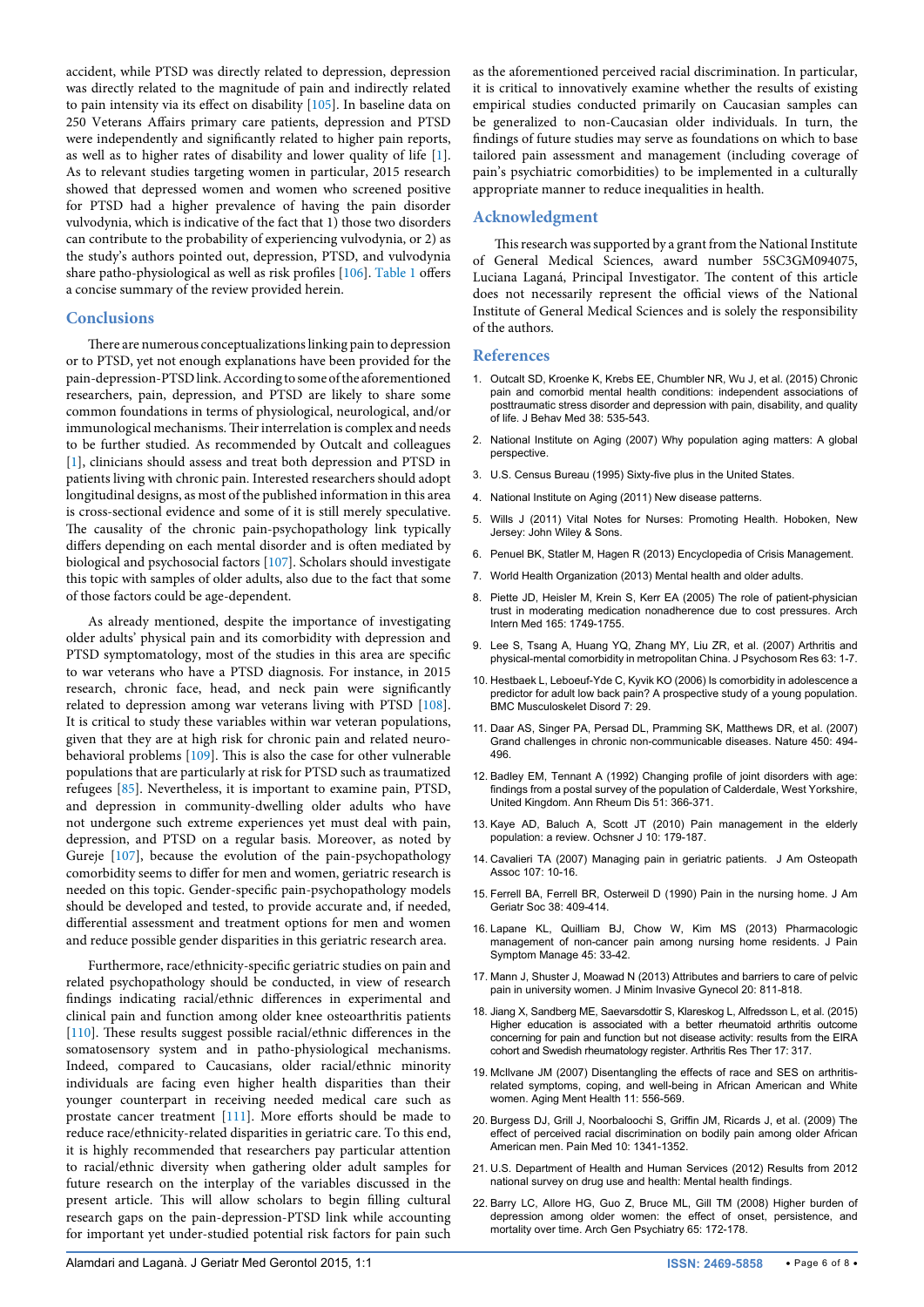accident, while PTSD was directly related to depression, depression was directly related to the magnitude of pain and indirectly related to pain intensity via its effect on disability [105]. In baseline data on 250 Veterans Affairs primary care patients, depression and PTSD were independently and significantly related to higher pain reports, as well as to higher rates of disability and lower quality of life [1]. As to relevant studies targeting women in particular, 2015 research showed that depressed women and women who screened positive for PTSD had a higher prevalence of having the pain disorder vulvodynia, which is indicative of the fact that 1) those two disorders can contribute to the probability of experiencing vulvodynia, or 2) as the study's authors pointed out, depression, PTSD, and vulvodynia share patho-physiological as well as risk profiles [106]. Table 1 offers a concise summary of the review provided herein.

## Conclusions

There are numerous conceptualizations linking pain to depression or to PTSD, yet not enough explanations have been provided for the pain-depression-PTSD link. According to some of the aforementioned researchers, pain, depression, and PTSD are likely to share some common foundations in terms of physiological, neurological, and/or immunological mechanisms. Their interrelation is complex and needs to be further studied. As recommended by Outcalt and colleagues [1], clinicians should assess and treat both depression and PTSD in patients living with chronic pain. Interested researchers should adopt longitudinal designs, as most of the published information in this area is cross-sectional evidence and some of it is still merely speculative. The causality of the chronic pain-psychopathology link typically differs depending on each mental disorder and is often mediated by biological and psychosocial factors [107]. Scholars should investigate this topic with samples of older adults, also due to the fact that some of those factors could be age-dependent.

As already mentioned, despite the importance of investigating older adults' physical pain and its comorbidity with depression and PTSD symptomatology, most of the studies in this area are specific to war veterans who have a PTSD diagnosis. For instance, in 2015 research, chronic face, head, and neck pain were significantly related to depression among war veterans living with PTSD [108]. It is critical to study these variables within war veteran populations, given that they are at high risk for chronic pain and related neuro-behavioral problems [109]. This is also the case for other vulnerable populations that are particularly at risk for PTSD such as traumatized refugees [85]. Nevertheless, it is important to examine pain, PTSD, and depression in community-dwelling older adults who have not undergone such extreme experiences yet must deal with pain, depression, and PTSD on a regular basis. Moreover, as noted by Gureje [107], because the evolution of the pain-psychopathology comorbidity seems to differ for men and women, geriatric research is needed on this topic. Gender-specific pain-psychopathology models should be developed and tested, to provide accurate and, if needed, differential assessment and treatment options for men and women and reduce possible gender disparities in this geriatric research area.

Furthermore, race/ethnicity-specific geriatric studies on pain and related psychopathology should be conducted, in view of research findings indicating racial/ethnic differences in experimental and clinical pain and function among older knee osteoarthritis patients [110]. These results suggest possible racial/ethnic differences in the somatosensory system and in patho-physiological mechanisms. Indeed, compared to Caucasians, older racial/ethnic minority individuals are facing even higher health disparities than their younger counterpart in receiving needed medical care such as prostate cancer treatment [111]. More efforts should be made to reduce race/ethnicity-related disparities in geriatric care. To this end, it is highly recommended that researchers pay particular attention to racial/ethnic diversity when gathering older adult samples for future research on the interplay of the variables discussed in the present article. This will allow scholars to begin filling cultural research gaps on the pain-depression-PTSD link while accounting for important yet under-studied potential risk factors for pain such as the aforementioned perceived racial discrimination. In particular, it is critical to innovatively examine whether the results of existing empirical studies conducted primarily on Caucasian samples can be generalized to non-Caucasian older individuals. In turn, the findings of future studies may serve as foundations on which to base tailored pain assessment and management (including coverage of pain's psychiatric comorbidities) to be implemented in a culturally appropriate manner to reduce inequalities in health.

## Acknowledgment

This research was supported by a grant from the National Institute of General Medical Sciences, award number 5SC3GM094075, Luciana Laganá, Principal Investigator. The content of this article does not necessarily represent the official views of the National Institute of General Medical Sciences and is solely the responsibility of the authors.

## References

1. Outcalt SD, Kroenke K, Krebs EE, Chumbler NR, Wu J, et al. (2015) Chronic pain and comorbid mental health conditions: independent associations of posttraumatic stress disorder and depression with pain, disability, and quality of life. J Behav Med 38: 535-543.
2. National Institute on Aging (2007) Why population aging matters: A global perspective.
3. U.S. Census Bureau (1995) Sixty-five plus in the United States.
4. National Institute on Aging (2011) New disease patterns.
5. Wills J (2011) Vital Notes for Nurses: Promoting Health. Hoboken, New Jersey: John Wiley & Sons.
6. Penuel BK, Statler M, Hagen R (2013) Encyclopedia of Crisis Management.
7. World Health Organization (2013) Mental health and older adults.
8. Piette JD, Heisler M, Krein S, Kerr EA (2005) The role of patient-physician trust in moderating medication nonadherence due to cost pressures. Arch Intern Med 165: 1749-1755.
9. Lee S, Tsang A, Huang YQ, Zhang MY, Liu ZR, et al. (2007) Arthritis and physical-mental comorbidity in metropolitan China. J Psychosom Res 63: 1-7.
10. Hestbaek L, Leboeuf-Yde C, Kyvik KO (2006) Is comorbidity in adolescence a predictor for adult low back pain? A prospective study of a young population. BMC Musculoskelet Disord 7: 29.
11. Daar AS, Singer PA, Persad DL, Pramming SK, Matthews DR, et al. (2007) Grand challenges in chronic non-communicable diseases. Nature 450: 494-496.
12. Badley EM, Tennant A (1992) Changing profile of joint disorders with age: findings from a postal survey of the population of Calderdale, West Yorkshire, United Kingdom. Ann Rheum Dis 51: 366-371.
13. Kaye AD, Baluch A, Scott JT (2010) Pain management in the elderly population: a review. Ochsner J 10: 179-187.
14. Cavalieri TA (2007) Managing pain in geriatric patients. J Am Osteopath Assoc 107: 10-16.
15. Ferrell BA, Ferrell BR, Osterweil D (1990) Pain in the nursing home. J Am Geriatr Soc 38: 409-414.
16. Lapane KL, Quilliam BJ, Chow W, Kim MS (2013) Pharmacologic management of non-cancer pain among nursing home residents. J Pain Symptom Manage 45: 33-42.
17. Mann J, Shuster J, Moawad N (2013) Attributes and barriers to care of pelvic pain in university women. J Minim Invasive Gynecol 20: 811-818.
18. Jiang X, Sandberg ME, Saevarsdottir S, Klareskog L, Alfredsson L, et al. (2015) Higher education is associated with a better rheumatoid arthritis outcome concerning for pain and function but not disease activity: results from the EIRA cohort and Swedish rheumatology register. Arthritis Res Ther 17: 317.
19. McIlvane JM (2007) Disentangling the effects of race and SES on arthritis-related symptoms, coping, and well-being in African American and White women. Aging Ment Health 11: 556-569.
20. Burgess DJ, Grill J, Noorbaloochi S, Griffin JM, Ricards J, et al. (2009) The effect of perceived racial discrimination on bodily pain among older African American men. Pain Med 10: 1341-1352.
21. U.S. Department of Health and Human Services (2012) Results from 2012 national survey on drug use and health: Mental health findings.
22. Barry LC, Allore HG, Guo Z, Bruce ML, Gill TM (2008) Higher burden of depression among older women: the effect of onset, persistence, and mortality over time. Arch Gen Psychiatry 65: 172-178.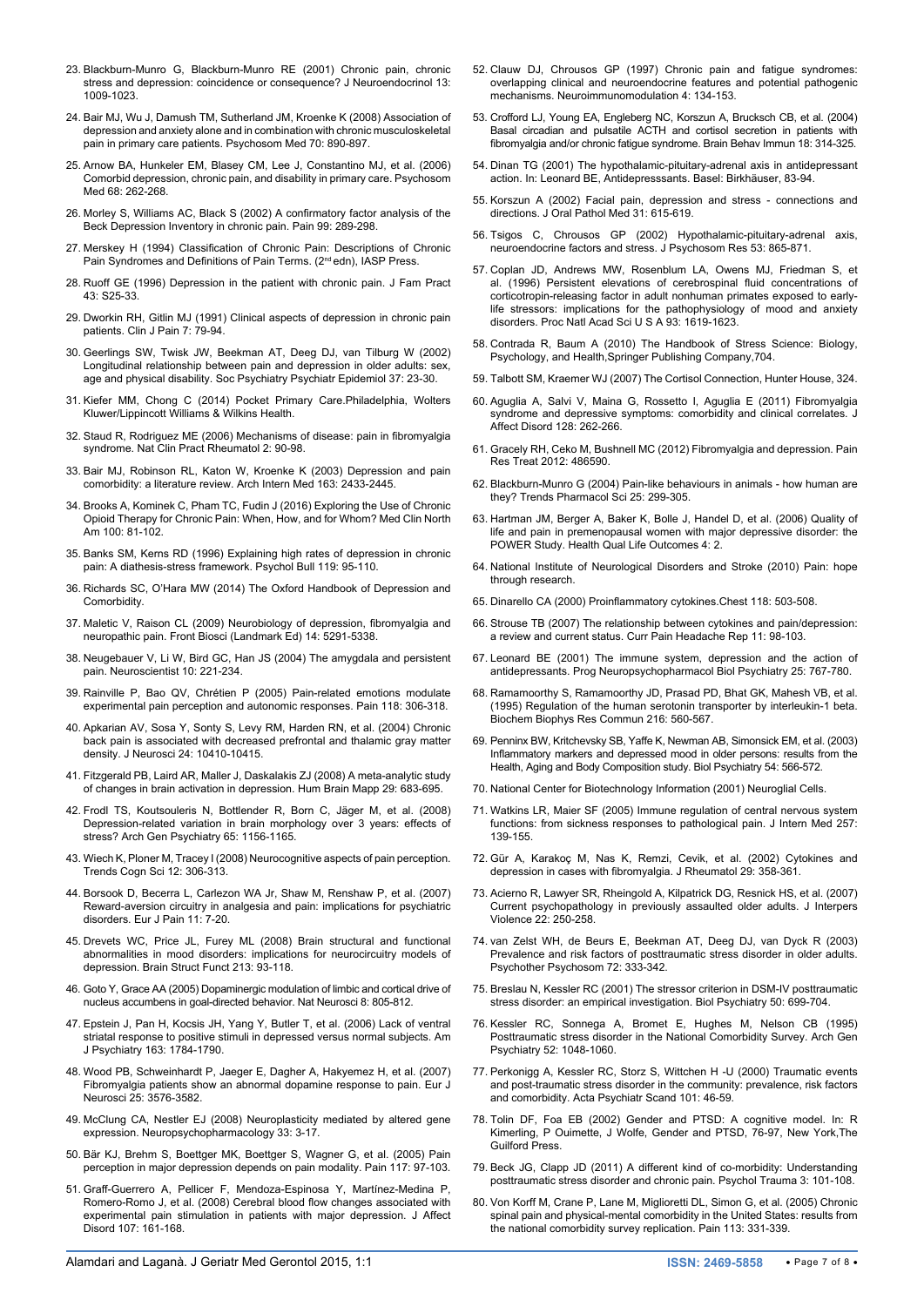23. Blackburn-Munro G, Blackburn-Munro RE (2001) Chronic pain, chronic stress and depression: coincidence or consequence? J Neuroendocrinol 13: 1009-1023.

24. Bair MJ, Wu J, Damush TM, Sutherland JM, Kroenke K (2008) Association of depression and anxiety alone and in combination with chronic musculoskeletal pain in primary care patients. Psychosom Med 70: 890-897.

25. Arnow BA, Hunkeler EM, Blasey CM, Lee J, Constantino MJ, et al. (2006) Comorbid depression, chronic pain, and disability in primary care. Psychosom Med 68: 262-268.

26. Morley S, Williams AC, Black S (2002) A confirmatory factor analysis of the Beck Depression Inventory in chronic pain. Pain 99: 289-298.

27. Merskey H (1994) Classification of Chronic Pain: Descriptions of Chronic Pain Syndromes and Definitions of Pain Terms. (2nd edn), IASP Press.

28. Ruoff GE (1996) Depression in the patient with chronic pain. J Fam Pract 43: S25-33.

29. Dworkin RH, Gitlin MJ (1991) Clinical aspects of depression in chronic pain patients. Clin J Pain 7: 79-94.

30. Geerlings SW, Twisk JW, Beekman AT, Deeg DJ, van Tilburg W (2002) Longitudinal relationship between pain and depression in older adults: sex, age and physical disability. Soc Psychiatry Psychiatr Epidemiol 37: 23-30.

31. Kiefer MM, Chong C (2014) Pocket Primary Care.Philadelphia, Wolters Kluwer/Lippincott Williams & Wilkins Health.

32. Staud R, Rodriguez ME (2006) Mechanisms of disease: pain in fibromyalgia syndrome. Nat Clin Pract Rheumatol 2: 90-98.

33. Bair MJ, Robinson RL, Katon W, Kroenke K (2003) Depression and pain comorbidity: a literature review. Arch Intern Med 163: 2433-2445.

34. Brooks A, Kominek C, Pham TC, Fudin J (2016) Exploring the Use of Chronic Opioid Therapy for Chronic Pain: When, How, and for Whom? Med Clin North Am 100: 81-102.

35. Banks SM, Kerns RD (1996) Explaining high rates of depression in chronic pain: A diathesis-stress framework. Psychol Bull 119: 95-110.

36. Richards SC, O'Hara MW (2014) The Oxford Handbook of Depression and Comorbidity.

37. Maletic V, Raison CL (2009) Neurobiology of depression, fibromyalgia and neuropathic pain. Front Biosci (Landmark Ed) 14: 5291-5338.

38. Neugebauer V, Li W, Bird GC, Han JS (2004) The amygdala and persistent pain. Neuroscientist 10: 221-234.

39. Rainville P, Bao QV, Chrétien P (2005) Pain-related emotions modulate experimental pain perception and autonomic responses. Pain 118: 306-318.

40. Apkarian AV, Sosa Y, Sonty S, Levy RM, Harden RN, et al. (2004) Chronic back pain is associated with decreased prefrontal and thalamic gray matter density. J Neurosci 24: 10410-10415.

41. Fitzgerald PB, Laird AR, Maller J, Daskalakis ZJ (2008) A meta-analytic study of changes in brain activation in depression. Hum Brain Mapp 29: 683-695.

42. Frodl TS, Koutsouleris N, Bottlender R, Born C, Jäger M, et al. (2008) Depression-related variation in brain morphology over 3 years: effects of stress? Arch Gen Psychiatry 65: 1156-1165.

43. Wiech K, Ploner M, Tracey I (2008) Neurocognitive aspects of pain perception. Trends Cogn Sci 12: 306-313.

44. Borsook D, Becerra L, Carlezon WA Jr, Shaw M, Renshaw P, et al. (2007) Reward-aversion circuitry in analgesia and pain: implications for psychiatric disorders. Eur J Pain 11: 7-20.

45. Drevets WC, Price JL, Furey ML (2008) Brain structural and functional abnormalities in mood disorders: implications for neurocircuitry models of depression. Brain Struct Funct 213: 93-118.

46. Goto Y, Grace AA (2005) Dopaminergic modulation of limbic and cortical drive of nucleus accumbens in goal-directed behavior. Nat Neurosci 8: 805-812.

47. Epstein J, Pan H, Kocsis JH, Yang Y, Butler T, et al. (2006) Lack of ventral striatal response to positive stimuli in depressed versus normal subjects. Am J Psychiatry 163: 1784-1790.

48. Wood PB, Schweinhardt P, Jaeger E, Dagher A, Hakyemez H, et al. (2007) Fibromyalgia patients show an abnormal dopamine response to pain. Eur J Neurosci 25: 3576-3582.

49. McClung CA, Nestler EJ (2008) Neuroplasticity mediated by altered gene expression. Neuropsychopharmacology 33: 3-17.

50. Bär KJ, Brehm S, Boettger MK, Boettger S, Wagner G, et al. (2005) Pain perception in major depression depends on pain modality. Pain 117: 97-103.

51. Graff-Guerrero A, Pellicer F, Mendoza-Espinosa Y, Martínez-Medina P, Romero-Romo J, et al. (2008) Cerebral blood flow changes associated with experimental pain stimulation in patients with major depression. J Affect Disord 107: 161-168.

52. Clauw DJ, Chrousos GP (1997) Chronic pain and fatigue syndromes: overlapping clinical and neuroendocrine features and potential pathogenic mechanisms. Neuroimmunomodulation 4: 134-153.

53. Crofford LJ, Young EA, Engleberg NC, Korszun A, Brucksch CB, et al. (2004) Basal circadian and pulsatile ACTH and cortisol secretion in patients with fibromyalgia and/or chronic fatigue syndrome. Brain Behav Immun 18: 314-325.

54. Dinan TG (2001) The hypothalamic-pituitary-adrenal axis in antidepressant action. In: Leonard BE, Antidepresssants. Basel: Birkhäuser, 83-94.

55. Korszun A (2002) Facial pain, depression and stress - connections and directions. J Oral Pathol Med 31: 615-619.

56. Tsigos C, Chrousos GP (2002) Hypothalamic-pituitary-adrenal axis, neuroendocrine factors and stress. J Psychosom Res 53: 865-871.

57. Coplan JD, Andrews MW, Rosenblum LA, Owens MJ, Friedman S, et al. (1996) Persistent elevations of cerebrospinal fluid concentrations of corticotropin-releasing factor in adult nonhuman primates exposed to early-life stressors: implications for the pathophysiology of mood and anxiety disorders. Proc Natl Acad Sci U S A 93: 1619-1623.

58. Contrada R, Baum A (2010) The Handbook of Stress Science: Biology, Psychology, and Health,Springer Publishing Company,704.

59. Talbott SM, Kraemer WJ (2007) The Cortisol Connection, Hunter House, 324.

60. Aguglia A, Salvi V, Maina G, Rossetto I, Aguglia E (2011) Fibromyalgia syndrome and depressive symptoms: comorbidity and clinical correlates. J Affect Disord 128: 262-266.

61. Gracely RH, Ceko M, Bushnell MC (2012) Fibromyalgia and depression. Pain Res Treat 2012: 486590.

62. Blackburn-Munro G (2004) Pain-like behaviours in animals - how human are they? Trends Pharmacol Sci 25: 299-305.

63. Hartman JM, Berger A, Baker K, Bolle J, Handel D, et al. (2006) Quality of life and pain in premenopausal women with major depressive disorder: the POWER Study. Health Qual Life Outcomes 4: 2.

64. National Institute of Neurological Disorders and Stroke (2010) Pain: hope through research.

65. Dinarello CA (2000) Proinflammatory cytokines.Chest 118: 503-508.

66. Strouse TB (2007) The relationship between cytokines and pain/depression: a review and current status. Curr Pain Headache Rep 11: 98-103.

67. Leonard BE (2001) The immune system, depression and the action of antidepressants. Prog Neuropsychopharmacol Biol Psychiatry 25: 767-780.

68. Ramamoorthy S, Ramamoorthy JD, Prasad PD, Bhat GK, Mahesh VB, et al. (1995) Regulation of the human serotonin transporter by interleukin-1 beta. Biochem Biophys Res Commun 216: 560-567.

69. Penninx BW, Kritchevsky SB, Yaffe K, Newman AB, Simonsick EM, et al. (2003) Inflammatory markers and depressed mood in older persons: results from the Health, Aging and Body Composition study. Biol Psychiatry 54: 566-572.

70. National Center for Biotechnology Information (2001) Neuroglial Cells.

71. Watkins LR, Maier SF (2005) Immune regulation of central nervous system functions: from sickness responses to pathological pain. J Intern Med 257: 139-155.

72. Gür A, Karakoç M, Nas K, Remzi, Cevik, et al. (2002) Cytokines and depression in cases with fibromyalgia. J Rheumatol 29: 358-361.

73. Acierno R, Lawyer SR, Rheingold A, Kilpatrick DG, Resnick HS, et al. (2007) Current psychopathology in previously assaulted older adults. J Interpers Violence 22: 250-258.

74. van Zelst WH, de Beurs E, Beekman AT, Deeg DJ, van Dyck R (2003) Prevalence and risk factors of posttraumatic stress disorder in older adults. Psychother Psychosom 72: 333-342.

75. Breslau N, Kessler RC (2001) The stressor criterion in DSM-IV posttraumatic stress disorder: an empirical investigation. Biol Psychiatry 50: 699-704.

76. Kessler RC, Sonnega A, Bromet E, Hughes M, Nelson CB (1995) Posttraumatic stress disorder in the National Comorbidity Survey. Arch Gen Psychiatry 52: 1048-1060.

77. Perkonigg A, Kessler RC, Storz S, Wittchen H -U (2000) Traumatic events and post-traumatic stress disorder in the community: prevalence, risk factors and comorbidity. Acta Psychiatr Scand 101: 46-59.

78. Tolin DF, Foa EB (2002) Gender and PTSD: A cognitive model. In: R Kimerling, P Ouimette, J Wolfe, Gender and PTSD, 76-97, New York,The Guilford Press.

79. Beck JG, Clapp JD (2011) A different kind of co-morbidity: Understanding posttraumatic stress disorder and chronic pain. Psychol Trauma 3: 101-108.

80. Von Korff M, Crane P, Lane M, Miglioretti DL, Simon G, et al. (2005) Chronic spinal pain and physical-mental comorbidity in the United States: results from the national comorbidity survey replication. Pain 113: 331-339.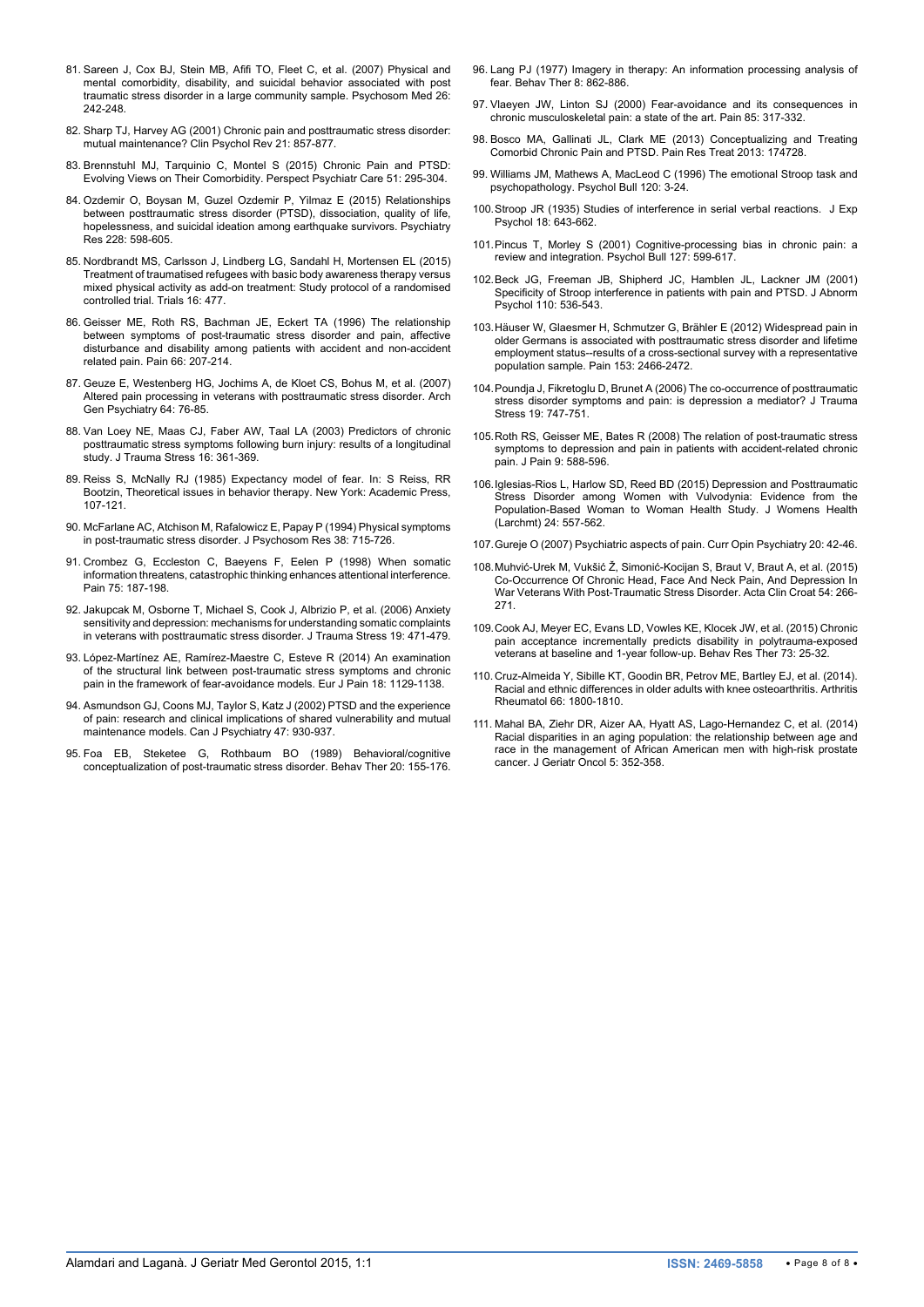81. Sareen J, Cox BJ, Stein MB, Afifi TO, Fleet C, et al. (2007) Physical and mental comorbidity, disability, and suicidal behavior associated with post traumatic stress disorder in a large community sample. Psychosom Med 26: 242-248.

82. Sharp TJ, Harvey AG (2001) Chronic pain and posttraumatic stress disorder: mutual maintenance? Clin Psychol Rev 21: 857-877.

83. Brennstuhl MJ, Tarquinio C, Montel S (2015) Chronic Pain and PTSD: Evolving Views on Their Comorbidity. Perspect Psychiatr Care 51: 295-304.

84. Ozdemir O, Boysan M, Guzel Ozdemir P, Yilmaz E (2015) Relationships between posttraumatic stress disorder (PTSD), dissociation, quality of life, hopelessness, and suicidal ideation among earthquake survivors. Psychiatry Res 228: 598-605.

85. Nordbrandt MS, Carlsson J, Lindberg LG, Sandahl H, Mortensen EL (2015) Treatment of traumatised refugees with basic body awareness therapy versus mixed physical activity as add-on treatment: Study protocol of a randomised controlled trial. Trials 16: 477.

86. Geisser ME, Roth RS, Bachman JE, Eckert TA (1996) The relationship between symptoms of post-traumatic stress disorder and pain, affective disturbance and disability among patients with accident and non-accident related pain. Pain 66: 207-214.

87. Geuze E, Westenberg HG, Jochims A, de Kloet CS, Bohus M, et al. (2007) Altered pain processing in veterans with posttraumatic stress disorder. Arch Gen Psychiatry 64: 76-85.

88. Van Loey NE, Maas CJ, Faber AW, Taal LA (2003) Predictors of chronic posttraumatic stress symptoms following burn injury: results of a longitudinal study. J Trauma Stress 16: 361-369.

89. Reiss S, McNally RJ (1985) Expectancy model of fear. In: S Reiss, RR Bootzin, Theoretical issues in behavior therapy. New York: Academic Press, 107-121.

90. McFarlane AC, Atchison M, Rafalowicz E, Papay P (1994) Physical symptoms in post-traumatic stress disorder. J Psychosom Res 38: 715-726.

91. Crombez G, Eccleston C, Baeyens F, Eelen P (1998) When somatic information threatens, catastrophic thinking enhances attentional interference. Pain 75: 187-198.

92. Jakupcak M, Osborne T, Michael S, Cook J, Albrizio P, et al. (2006) Anxiety sensitivity and depression: mechanisms for understanding somatic complaints in veterans with posttraumatic stress disorder. J Trauma Stress 19: 471-479.

93. López-Martínez AE, Ramírez-Maestre C, Esteve R (2014) An examination of the structural link between post-traumatic stress symptoms and chronic pain in the framework of fear-avoidance models. Eur J Pain 18: 1129-1138.

94. Asmundson GJ, Coons MJ, Taylor S, Katz J (2002) PTSD and the experience of pain: research and clinical implications of shared vulnerability and mutual maintenance models. Can J Psychiatry 47: 930-937.

95. Foa EB, Steketee G, Rothbaum BO (1989) Behavioral/cognitive conceptualization of post-traumatic stress disorder. Behav Ther 20: 155-176.

96. Lang PJ (1977) Imagery in therapy: An information processing analysis of fear. Behav Ther 8: 862-886.

97. Vlaeyen JW, Linton SJ (2000) Fear-avoidance and its consequences in chronic musculoskeletal pain: a state of the art. Pain 85: 317-332.

98. Bosco MA, Gallinati JL, Clark ME (2013) Conceptualizing and Treating Comorbid Chronic Pain and PTSD. Pain Res Treat 2013: 174728.

99. Williams JM, Mathews A, MacLeod C (1996) The emotional Stroop task and psychopathology. Psychol Bull 120: 3-24.

100. Stroop JR (1935) Studies of interference in serial verbal reactions. J Exp Psychol 18: 643-662.

101. Pincus T, Morley S (2001) Cognitive-processing bias in chronic pain: a review and integration. Psychol Bull 127: 599-617.

102. Beck JG, Freeman JB, Shipherd JC, Hamblen JL, Lackner JM (2001) Specificity of Stroop interference in patients with pain and PTSD. J Abnorm Psychol 110: 536-543.

103. Häuser W, Glaesmer H, Schmutzer G, Brähler E (2012) Widespread pain in older Germans is associated with posttraumatic stress disorder and lifetime employment status--results of a cross-sectional survey with a representative population sample. Pain 153: 2466-2472.

104. Poundja J, Fikretoglu D, Brunet A (2006) The co-occurrence of posttraumatic stress disorder symptoms and pain: is depression a mediator? J Trauma Stress 19: 747-751.

105. Roth RS, Geisser ME, Bates R (2008) The relation of post-traumatic stress symptoms to depression and pain in patients with accident-related chronic pain. J Pain 9: 588-596.

106. Iglesias-Rios L, Harlow SD, Reed BD (2015) Depression and Posttraumatic Stress Disorder among Women with Vulvodynia: Evidence from the Population-Based Woman to Woman Health Study. J Womens Health (Larchmt) 24: 557-562.

107. Gureje O (2007) Psychiatric aspects of pain. Curr Opin Psychiatry 20: 42-46.

108. Muhvić-Urek M, Vukšić Ž, Simonić-Kocijan S, Braut V, Braut A, et al. (2015) Co-Occurrence Of Chronic Head, Face And Neck Pain, And Depression In War Veterans With Post-Traumatic Stress Disorder. Acta Clin Croat 54: 266-271.

109. Cook AJ, Meyer EC, Evans LD, Vowles KE, Klocek JW, et al. (2015) Chronic pain acceptance incrementally predicts disability in polytrauma-exposed veterans at baseline and 1-year follow-up. Behav Res Ther 73: 25-32.

110. Cruz-Almeida Y, Sibille KT, Goodin BR, Petrov ME, Bartley EJ, et al. (2014). Racial and ethnic differences in older adults with knee osteoarthritis. Arthritis Rheumatol 66: 1800-1810.

111. Mahal BA, Ziehr DR, Aizer AA, Hyatt AS, Lago-Hernandez C, et al. (2014) Racial disparities in an aging population: the relationship between age and race in the management of African American men with high-risk prostate cancer. J Geriatr Oncol 5: 352-358.